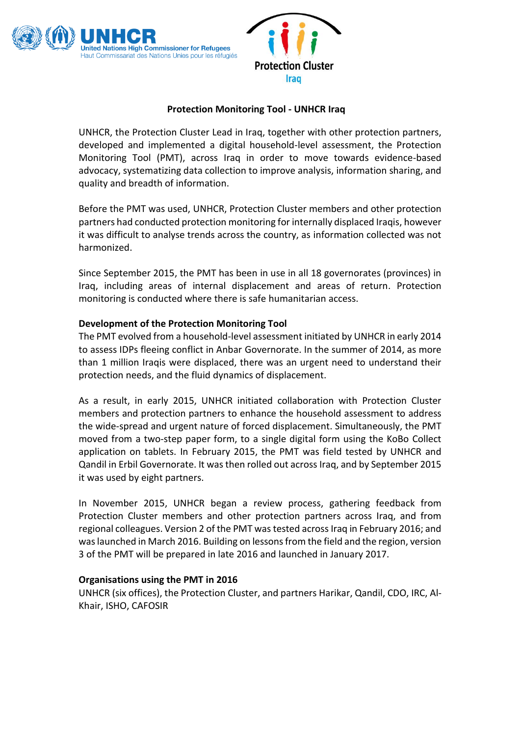UNHCR
United Nations High Commissioner for Refugees
Haut Commissariat des Nations Unies pour les réfugiés

Protection Cluster
Iraq

# Protection Monitoring Tool - UNHCR Iraq

UNHCR, the Protection Cluster Lead in Iraq, together with other protection partners, developed and implemented a digital household-level assessment, the Protection Monitoring Tool (PMT), across Iraq in order to move towards evidence-based advocacy, systematizing data collection to improve analysis, information sharing, and quality and breadth of information.

Before the PMT was used, UNHCR, Protection Cluster members and other protection partners had conducted protection monitoring for internally displaced Iraqis, however it was difficult to analyse trends across the country, as information collected was not harmonized.

Since September 2015, the PMT has been in use in all 18 governorates (provinces) in Iraq, including areas of internal displacement and areas of return. Protection monitoring is conducted where there is safe humanitarian access.

## Development of the Protection Monitoring Tool

The PMT evolved from a household-level assessment initiated by UNHCR in early 2014 to assess IDPs fleeing conflict in Anbar Governorate. In the summer of 2014, as more than 1 million Iraqis were displaced, there was an urgent need to understand their protection needs, and the fluid dynamics of displacement.

As a result, in early 2015, UNHCR initiated collaboration with Protection Cluster members and protection partners to enhance the household assessment to address the wide-spread and urgent nature of forced displacement. Simultaneously, the PMT moved from a two-step paper form, to a single digital form using the KoBo Collect application on tablets. In February 2015, the PMT was field tested by UNHCR and Qandil in Erbil Governorate. It was then rolled out across Iraq, and by September 2015 it was used by eight partners.

In November 2015, UNHCR began a review process, gathering feedback from Protection Cluster members and other protection partners across Iraq, and from regional colleagues. Version 2 of the PMT was tested across Iraq in February 2016; and was launched in March 2016. Building on lessons from the field and the region, version 3 of the PMT will be prepared in late 2016 and launched in January 2017.

## Organisations using the PMT in 2016

UNHCR (six offices), the Protection Cluster, and partners Harikar, Qandil, CDO, IRC, Al-Khair, ISHO, CAFOSIR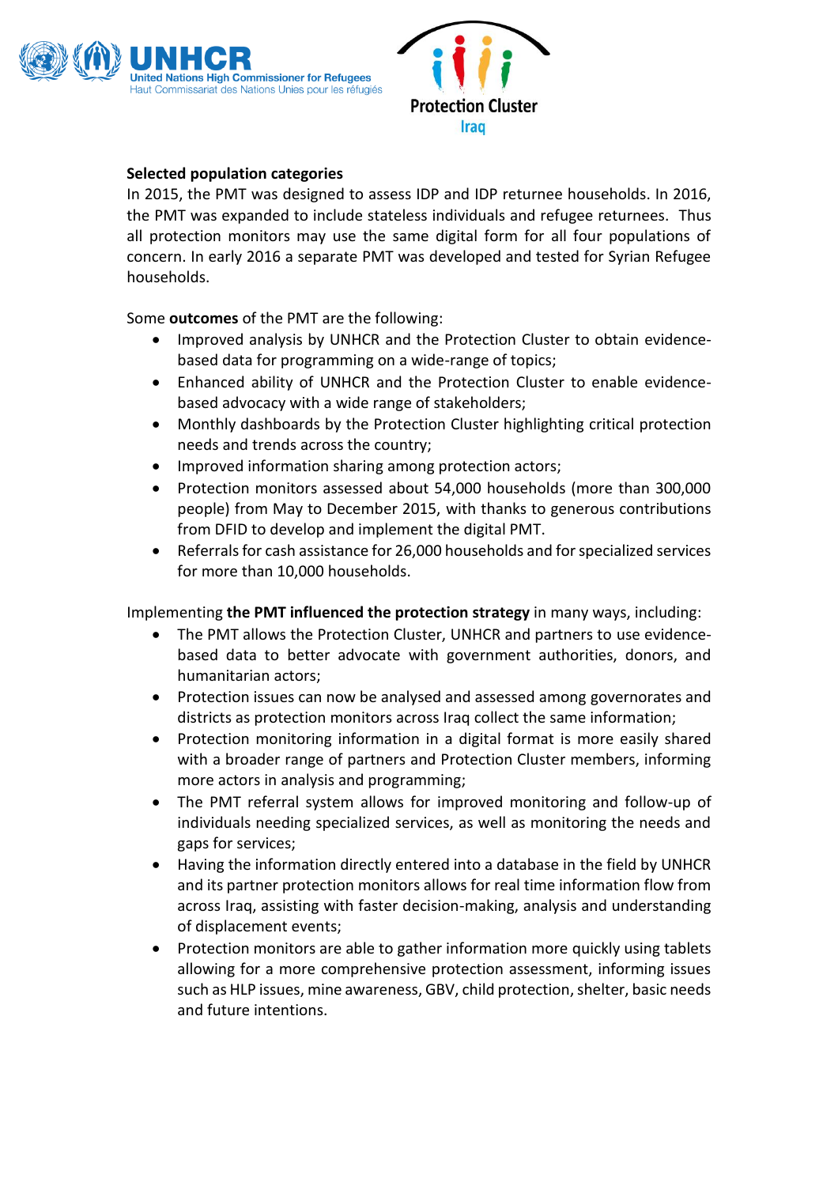**Selected population categories**

In 2015, the PMT was designed to assess IDP and IDP returnee households. In 2016, the PMT was expanded to include stateless individuals and refugee returnees. Thus all protection monitors may use the same digital form for all four populations of concern. In early 2016 a separate PMT was developed and tested for Syrian Refugee households.

Some **outcomes** of the PMT are the following:

- Improved analysis by UNHCR and the Protection Cluster to obtain evidence-based data for programming on a wide-range of topics;
- Enhanced ability of UNHCR and the Protection Cluster to enable evidence-based advocacy with a wide range of stakeholders;
- Monthly dashboards by the Protection Cluster highlighting critical protection needs and trends across the country;
- Improved information sharing among protection actors;
- Protection monitors assessed about 54,000 households (more than 300,000 people) from May to December 2015, with thanks to generous contributions from DFID to develop and implement the digital PMT.
- Referrals for cash assistance for 26,000 households and for specialized services for more than 10,000 households.

Implementing **the PMT influenced the protection strategy** in many ways, including:

- The PMT allows the Protection Cluster, UNHCR and partners to use evidence-based data to better advocate with government authorities, donors, and humanitarian actors;
- Protection issues can now be analysed and assessed among governorates and districts as protection monitors across Iraq collect the same information;
- Protection monitoring information in a digital format is more easily shared with a broader range of partners and Protection Cluster members, informing more actors in analysis and programming;
- The PMT referral system allows for improved monitoring and follow-up of individuals needing specialized services, as well as monitoring the needs and gaps for services;
- Having the information directly entered into a database in the field by UNHCR and its partner protection monitors allows for real time information flow from across Iraq, assisting with faster decision-making, analysis and understanding of displacement events;
- Protection monitors are able to gather information more quickly using tablets allowing for a more comprehensive protection assessment, informing issues such as HLP issues, mine awareness, GBV, child protection, shelter, basic needs and future intentions.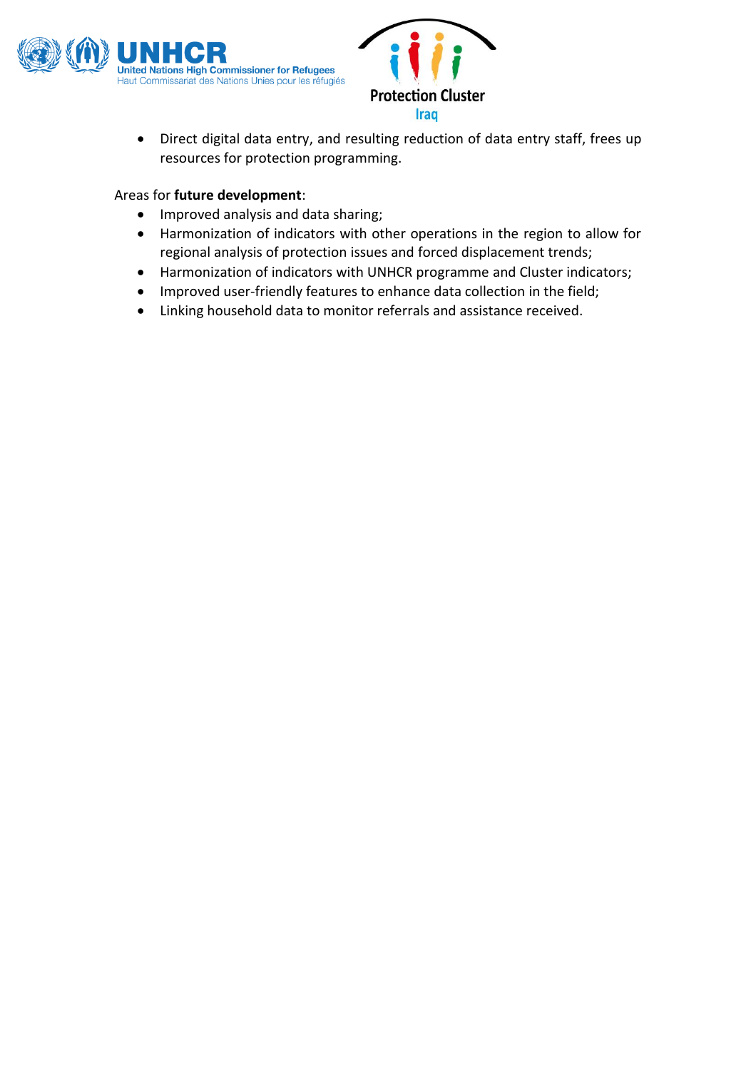- Direct digital data entry, and resulting reduction of data entry staff, frees up resources for protection programming.

Areas for **future development**:

- Improved analysis and data sharing;
- Harmonization of indicators with other operations in the region to allow for regional analysis of protection issues and forced displacement trends;
- Harmonization of indicators with UNHCR programme and Cluster indicators;
- Improved user-friendly features to enhance data collection in the field;
- Linking household data to monitor referrals and assistance received.